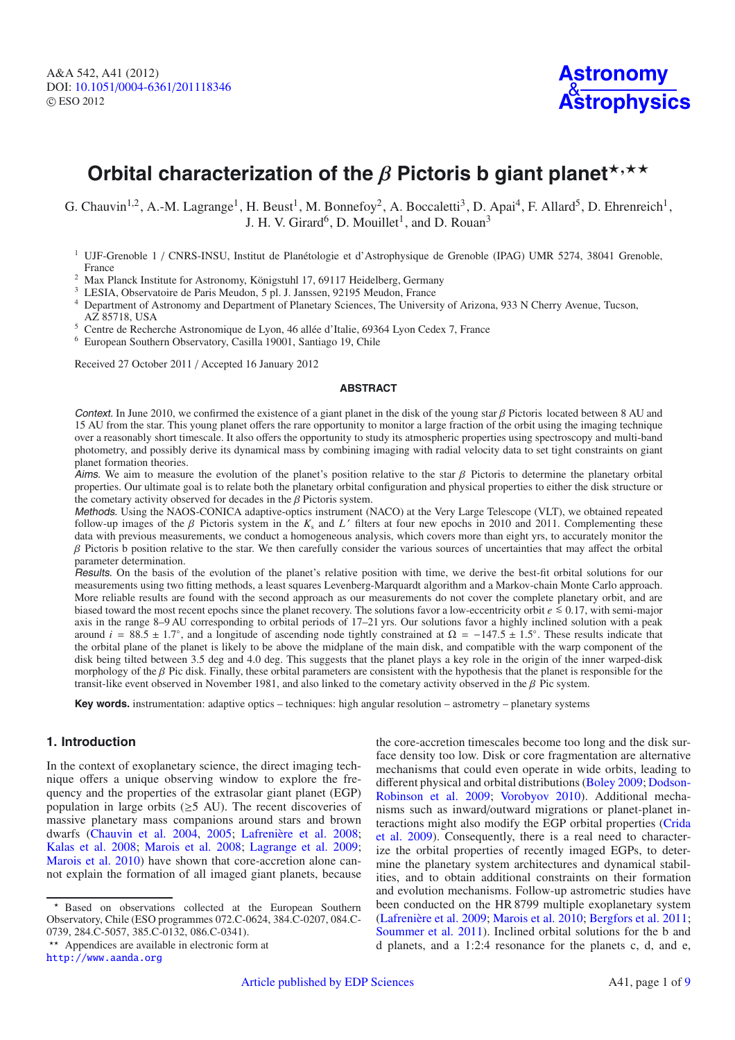# Orbital characterization of the $\beta$ Pictoris b giant planet[⋆,⋆⋆]

G. Chauvin[1,2], A.-M. Lagrange[1], H. Beust[1], M. Bonnefoy[2], A. Boccaletti[3], D. Apai[4], F. Allard[5], D. Ehrenreich[1], J. H. V. Girard[6], D. Mouillet[1], and D. Rouan[3]

[1] UJF-Grenoble 1 / CNRS-INSU, Institut de Planétologie et d'Astrophysique de Grenoble (IPAG) UMR 5274, 38041 Grenoble, France

[2] Max Planck Institute for Astronomy, Königstuhl 17, 69117 Heidelberg, Germany

[3] LESIA, Observatoire de Paris Meudon, 5 pl. J. Janssen, 92195 Meudon, France

[4] Department of Astronomy and Department of Planetary Sciences, The University of Arizona, 933 N Cherry Avenue, Tucson, AZ 85718, USA

[5] Centre de Recherche Astronomique de Lyon, 46 allée d'Italie, 69364 Lyon Cedex 7, France

[6] European Southern Observatory, Casilla 19001, Santiago 19, Chile

Received 27 October 2011 / Accepted 16 January 2012

## ABSTRACT

*Context.* In June 2010, we confirmed the existence of a giant planet in the disk of the young star $\beta$ Pictoris located between 8 AU and 15 AU from the star. This young planet offers the rare opportunity to monitor a large fraction of the orbit using the imaging technique over a reasonably short timescale. It also offers the opportunity to study its atmospheric properties using spectroscopy and multi-band photometry, and possibly derive its dynamical mass by combining imaging with radial velocity data to set tight constraints on giant planet formation theories.

*Aims.* We aim to measure the evolution of the planet's position relative to the star $\beta$ Pictoris to determine the planetary orbital properties. Our ultimate goal is to relate both the planetary orbital configuration and physical properties to either the disk structure or the cometary activity observed for decades in the $\beta$ Pictoris system.

*Methods.* Using the NAOS-CONICA adaptive-optics instrument (NACO) at the Very Large Telescope (VLT), we obtained repeated follow-up images of the $\beta$ Pictoris system in the $K_s$ and $L'$ filters at four new epochs in 2010 and 2011. Complementing these data with previous measurements, we conduct a homogeneous analysis, which covers more than eight yrs, to accurately monitor the $\beta$ Pictoris b position relative to the star. We then carefully consider the various sources of uncertainties that may affect the orbital parameter determination.

*Results.* On the basis of the evolution of the planet's relative position with time, we derive the best-fit orbital solutions for our measurements using two fitting methods, a least squares Levenberg-Marquardt algorithm and a Markov-chain Monte Carlo approach. More reliable results are found with the second approach as our measurements do not cover the complete planetary orbit, and are biased toward the most recent epochs since the planet recovery. The solutions favor a low-eccentricity orbit $e \lesssim 0.17$, with semi-major axis in the range 8–9 AU corresponding to orbital periods of 17–21 yrs. Our solutions favor a highly inclined solution with a peak around $i = 88.5 \pm 1.7°$, and a longitude of ascending node tightly constrained at $\Omega = -147.5 \pm 1.5°$. These results indicate that the orbital plane of the planet is likely to be above the midplane of the main disk, and compatible with the warp component of the disk being tilted between 3.5 deg and 4.0 deg. This suggests that the planet plays a key role in the origin of the inner warped-disk morphology of the $\beta$ Pic disk. Finally, these orbital parameters are consistent with the hypothesis that the planet is responsible for the transit-like event observed in November 1981, and also linked to the cometary activity observed in the $\beta$ Pic system.

**Key words.** instrumentation: adaptive optics – techniques: high angular resolution – astrometry – planetary systems

## 1. Introduction

In the context of exoplanetary science, the direct imaging technique offers a unique observing window to explore the frequency and the properties of the extrasolar giant planet (EGP) population in large orbits (≥5 AU). The recent discoveries of massive planetary mass companions around stars and brown dwarfs (Chauvin et al. 2004, 2005; Lafrenière et al. 2008; Kalas et al. 2008; Marois et al. 2008; Lagrange et al. 2009; Marois et al. 2010) have shown that core-accretion alone cannot explain the formation of all imaged giant planets, because the core-accretion timescales become too long and the disk surface density too low. Disk or core fragmentation are alternative mechanisms that could even operate in wide orbits, leading to different physical and orbital distributions (Boley 2009; Dodson-Robinson et al. 2009; Vorobyov 2010). Additional mechanisms such as inward/outward migrations or planet-planet interactions might also modify the EGP orbital properties (Crida et al. 2009). Consequently, there is a real need to characterize the orbital properties of recently imaged EGPs, to determine the planetary system architectures and dynamical stabilities, and to obtain additional constraints on their formation and evolution mechanisms. Follow-up astrometric studies have been conducted on the HR 8799 multiple exoplanetary system (Lafrenière et al. 2009; Marois et al. 2010; Bergfors et al. 2011; Soummer et al. 2011). Inclined orbital solutions for the b and d planets, and a 1:2:4 resonance for the planets c, d, and e,

[⋆] Based on observations collected at the European Southern Observatory, Chile (ESO programmes 072.C-0624, 384.C-0207, 084.C-0739, 284.C-5057, 385.C-0132, 086.C-0341).

[⋆⋆] Appendices are available in electronic form at http://www.aanda.org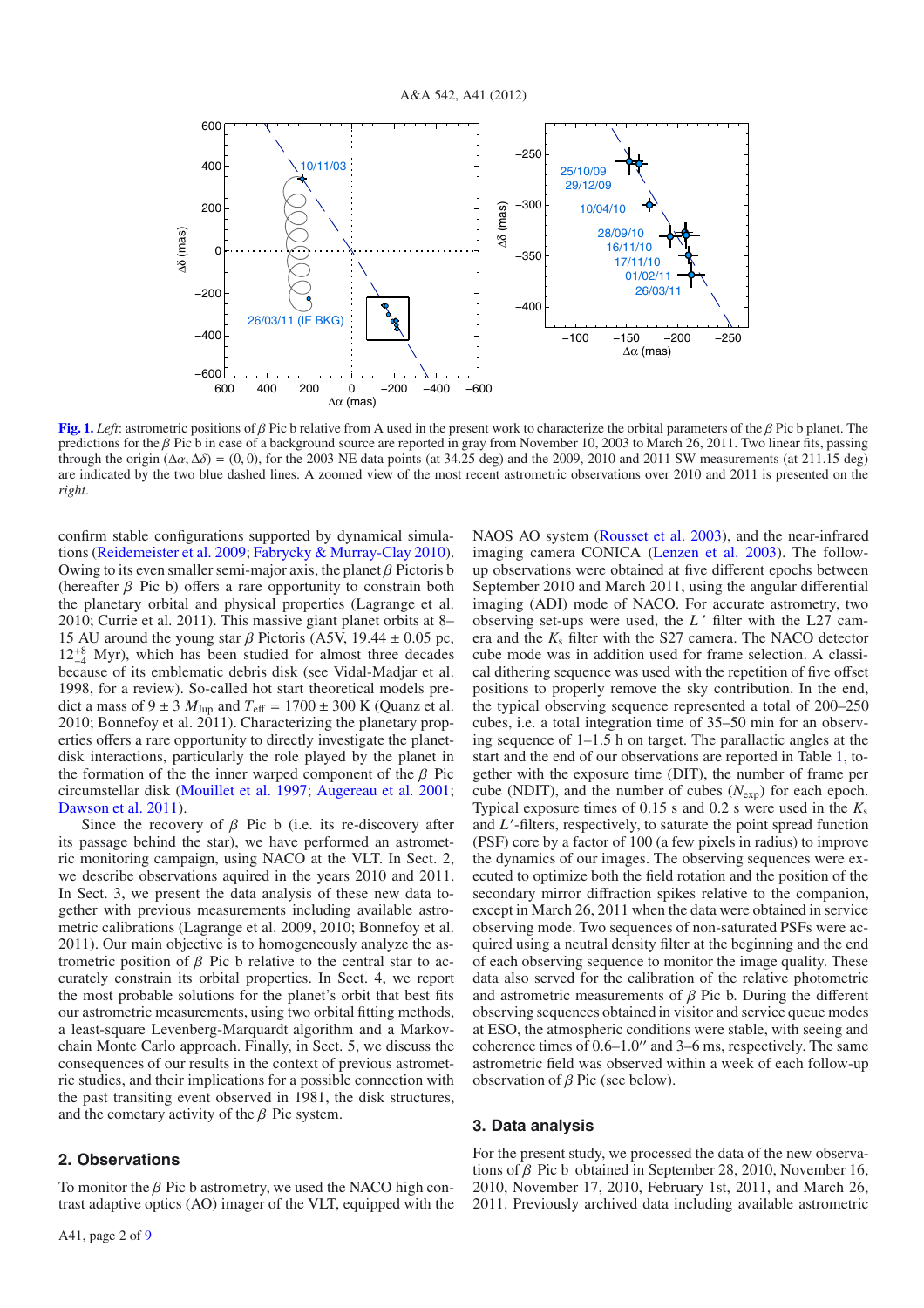**Fig. 1.** *Left*: astrometric positions of $\beta$ Pic b relative from A used in the present work to characterize the orbital parameters of the $\beta$ Pic b planet. The predictions for the $\beta$ Pic b in case of a background source are reported in gray from November 10, 2003 to March 26, 2011. Two linear fits, passing through the origin $(\Delta\alpha, \Delta\delta) = (0, 0)$, for the 2003 NE data points (at 34.25 deg) and the 2009, 2010 and 2011 SW measurements (at 211.15 deg) are indicated by the two blue dashed lines. A zoomed view of the most recent astrometric observations over 2010 and 2011 is presented on the *right*.

confirm stable configurations supported by dynamical simulations (Reidemeister et al. 2009; Fabrycky & Murray-Clay 2010). Owing to its even smaller semi-major axis, the planet $\beta$ Pictoris b (hereafter $\beta$ Pic b) offers a rare opportunity to constrain both the planetary orbital and physical properties (Lagrange et al. 2010; Currie et al. 2011). This massive giant planet orbits at 8–15 AU around the young star $\beta$ Pictoris (A5V, 19.44 ± 0.05 pc, $12^{+8}_{-4}$ Myr), which has been studied for almost three decades because of its emblematic debris disk (see Vidal-Madjar et al. 1998, for a review). So-called hot start theoretical models predict a mass of $9 \pm 3$ $M_{\rm Jup}$ and $T_{\rm eff} = 1700 \pm 300$ K (Quanz et al. 2010; Bonnefoy et al. 2011). Characterizing the planetary properties offers a rare opportunity to directly investigate the planet-disk interactions, particularly the role played by the planet in the formation of the the inner warped component of the $\beta$ Pic circumstellar disk (Mouillet et al. 1997; Augereau et al. 2001; Dawson et al. 2011).

Since the recovery of $\beta$ Pic b (i.e. its re-discovery after its passage behind the star), we have performed an astrometric monitoring campaign, using NACO at the VLT. In Sect. 2, we describe observations aquired in the years 2010 and 2011. In Sect. 3, we present the data analysis of these new data together with previous measurements including available astrometric calibrations (Lagrange et al. 2009, 2010; Bonnefoy et al. 2011). Our main objective is to homogeneously analyze the astrometric position of $\beta$ Pic b relative to the central star to accurately constrain its orbital properties. In Sect. 4, we report the most probable solutions for the planet's orbit that best fits our astrometric measurements, using two orbital fitting methods, a least-square Levenberg-Marquardt algorithm and a Markov-chain Monte Carlo approach. Finally, in Sect. 5, we discuss the consequences of our results in the context of previous astrometric studies, and their implications for a possible connection with the past transiting event observed in 1981, the disk structures, and the cometary activity of the $\beta$ Pic system.

## 2. Observations

To monitor the $\beta$ Pic b astrometry, we used the NACO high contrast adaptive optics (AO) imager of the VLT, equipped with the NAOS AO system (Rousset et al. 2003), and the near-infrared imaging camera CONICA (Lenzen et al. 2003). The follow-up observations were obtained at five different epochs between September 2010 and March 2011, using the angular differential imaging (ADI) mode of NACO. For accurate astrometry, two observing set-ups were used, the $L'$ filter with the L27 camera and the $K_{\rm s}$ filter with the S27 camera. The NACO detector cube mode was in addition used for frame selection. A classical dithering sequence was used with the repetition of five offset positions to properly remove the sky contribution. In the end, the typical observing sequence represented a total of 200–250 cubes, i.e. a total integration time of 35–50 min for an observing sequence of 1–1.5 h on target. The parallactic angles at the start and the end of our observations are reported in Table 1, together with the exposure time (DIT), the number of frame per cube (NDIT), and the number of cubes ($N_{\rm exp}$) for each epoch. Typical exposure times of 0.15 s and 0.2 s were used in the $K_{\rm s}$ and $L'$-filters, respectively, to saturate the point spread function (PSF) core by a factor of 100 (a few pixels in radius) to improve the dynamics of our images. The observing sequences were executed to optimize both the field rotation and the position of the secondary mirror diffraction spikes relative to the companion, except in March 26, 2011 when the data were obtained in service observing mode. Two sequences of non-saturated PSFs were acquired using a neutral density filter at the beginning and the end of each observing sequence to monitor the image quality. These data also served for the calibration of the relative photometric and astrometric measurements of $\beta$ Pic b. During the different observing sequences obtained in visitor and service queue modes at ESO, the atmospheric conditions were stable, with seeing and coherence times of 0.6–1.0″ and 3–6 ms, respectively. The same astrometric field was observed within a week of each follow-up observation of $\beta$ Pic (see below).

## 3. Data analysis

For the present study, we processed the data of the new observations of $\beta$ Pic b obtained in September 28, 2010, November 16, 2010, November 17, 2010, February 1st, 2011, and March 26, 2011. Previously archived data including available astrometric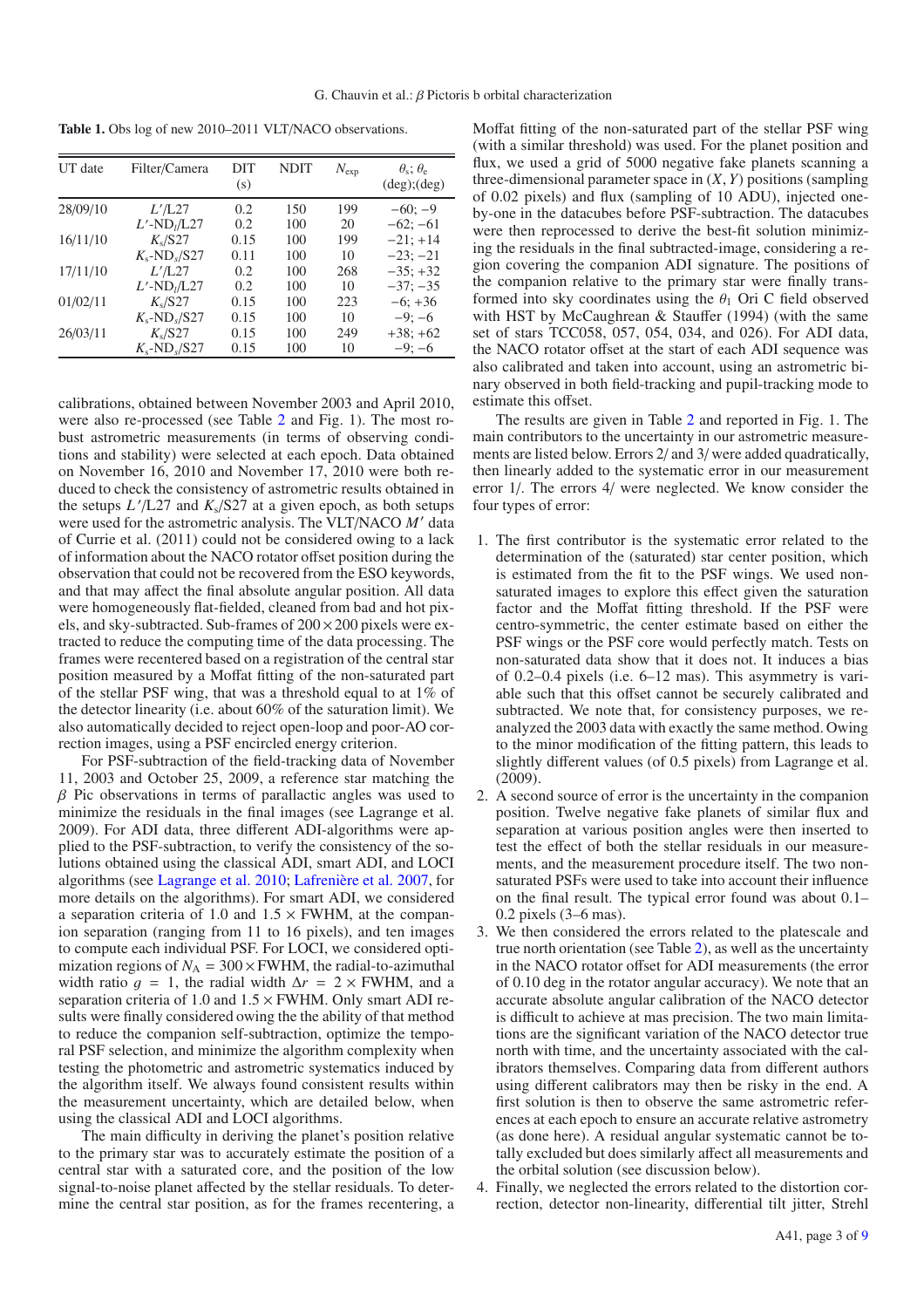**Table 1.** Obs log of new 2010–2011 VLT/NACO observations.

| UT date | Filter/Camera | DIT (s) | NDIT | $N_{\rm exp}$ | $\theta_{\rm s}$; $\theta_{\rm e}$ (deg);(deg) |
|---|---|---|---|---|---|
| 28/09/10 | $L'$/L27 | 0.2 | 150 | 199 | −60; −9 |
| | $L'$-ND$_{\rm l}$/L27 | 0.2 | 100 | 20 | −62; −61 |
| 16/11/10 | $K_{\rm s}$/S27 | 0.15 | 100 | 199 | −21; +14 |
| | $K_{\rm s}$-ND$_{\rm s}$/S27 | 0.11 | 100 | 10 | −23; −21 |
| 17/11/10 | $L'$/L27 | 0.2 | 100 | 268 | −35; +32 |
| | $L'$-ND$_{\rm l}$/L27 | 0.2 | 100 | 10 | −37; −35 |
| 01/02/11 | $K_{\rm s}$/S27 | 0.15 | 100 | 223 | −6; +36 |
| | $K_{\rm s}$-ND$_{\rm s}$/S27 | 0.15 | 100 | 10 | −9; −6 |
| 26/03/11 | $K_{\rm s}$/S27 | 0.15 | 100 | 249 | +38; +62 |
| | $K_{\rm s}$-ND$_{\rm s}$/S27 | 0.15 | 100 | 10 | −9; −6 |

calibrations, obtained between November 2003 and April 2010, were also re-processed (see Table 2 and Fig. 1). The most robust astrometric measurements (in terms of observing conditions and stability) were selected at each epoch. Data obtained on November 16, 2010 and November 17, 2010 were both reduced to check the consistency of astrometric results obtained in the setups $L'$/L27 and $K_{\rm s}$/S27 at a given epoch, as both setups were used for the astrometric analysis. The VLT/NACO $M'$ data of Currie et al. (2011) could not be considered owing to a lack of information about the NACO rotator offset position during the observation that could not be recovered from the ESO keywords, and that may affect the final absolute angular position. All data were homogeneously flat-fielded, cleaned from bad and hot pixels, and sky-subtracted. Sub-frames of $200 \times 200$ pixels were extracted to reduce the computing time of the data processing. The frames were recentered based on a registration of the central star position measured by a Moffat fitting of the non-saturated part of the stellar PSF wing, that was a threshold equal to at 1% of the detector linearity (i.e. about 60% of the saturation limit). We also automatically decided to reject open-loop and poor-AO correction images, using a PSF encircled energy criterion.

For PSF-subtraction of the field-tracking data of November 11, 2003 and October 25, 2009, a reference star matching the $\beta$ Pic observations in terms of parallactic angles was used to minimize the residuals in the final images (see Lagrange et al. 2009). For ADI data, three different ADI-algorithms were applied to the PSF-subtraction, to verify the consistency of the solutions obtained using the classical ADI, smart ADI, and LOCI algorithms (see Lagrange et al. 2010; Lafrenière et al. 2007, for more details on the algorithms). For smart ADI, we considered a separation criteria of 1.0 and $1.5 \times$ FWHM, at the companion separation (ranging from 11 to 16 pixels), and ten images to compute each individual PSF. For LOCI, we considered optimization regions of $N_{\rm A} = 300 \times$ FWHM, the radial-to-azimuthal width ratio $g = 1$, the radial width $\Delta r = 2 \times$ FWHM, and a separation criteria of 1.0 and $1.5 \times$ FWHM. Only smart ADI results were finally considered owing the the ability of that method to reduce the companion self-subtraction, optimize the temporal PSF selection, and minimize the algorithm complexity when testing the photometric and astrometric systematics induced by the algorithm itself. We always found consistent results within the measurement uncertainty, which are detailed below, when using the classical ADI and LOCI algorithms.

The main difficulty in deriving the planet's position relative to the primary star was to accurately estimate the position of a central star with a saturated core, and the position of the low signal-to-noise planet affected by the stellar residuals. To determine the central star position, as for the frames recentering, a Moffat fitting of the non-saturated part of the stellar PSF wing (with a similar threshold) was used. For the planet position and flux, we used a grid of 5000 negative fake planets scanning a three-dimensional parameter space in $(X, Y)$ positions (sampling of 0.02 pixels) and flux (sampling of 10 ADU), injected one-by-one in the datacubes before PSF-subtraction. The datacubes were then reprocessed to derive the best-fit solution minimizing the residuals in the final subtracted-image, considering a region covering the companion ADI signature. The positions of the companion relative to the primary star were finally transformed into sky coordinates using the $\theta_1$ Ori C field observed with HST by McCaughrean & Stauffer (1994) (with the same set of stars TCC058, 057, 054, 034, and 026). For ADI data, the NACO rotator offset at the start of each ADI sequence was also calibrated and taken into account, using an astrometric binary observed in both field-tracking and pupil-tracking mode to estimate this offset.

The results are given in Table 2 and reported in Fig. 1. The main contributors to the uncertainty in our astrometric measurements are listed below. Errors 2/ and 3/ were added quadratically, then linearly added to the systematic error in our measurement error 1/. The errors 4/ were neglected. We know consider the four types of error:

1. The first contributor is the systematic error related to the determination of the (saturated) star center position, which is estimated from the fit to the PSF wings. We used non-saturated images to explore this effect given the saturation factor and the Moffat fitting threshold. If the PSF were centro-symmetric, the center estimate based on either the PSF wings or the PSF core would perfectly match. Tests on non-saturated data show that it does not. It induces a bias of 0.2–0.4 pixels (i.e. 6–12 mas). This asymmetry is variable such that this offset cannot be securely calibrated and subtracted. We note that, for consistency purposes, we reanalyzed the 2003 data with exactly the same method. Owing to the minor modification of the fitting pattern, this leads to slightly different values (of 0.5 pixels) from Lagrange et al. (2009).
2. A second source of error is the uncertainty in the companion position. Twelve negative fake planets of similar flux and separation at various position angles were then inserted to test the effect of both the stellar residuals in our measurements, and the measurement procedure itself. The two non-saturated PSFs were used to take into account their influence on the final result. The typical error found was about 0.1–0.2 pixels (3–6 mas).
3. We then considered the errors related to the platescale and true north orientation (see Table 2), as well as the uncertainty in the NACO rotator offset for ADI measurements (the error of 0.10 deg in the rotator angular accuracy). We note that an accurate absolute angular calibration of the NACO detector is difficult to achieve at mas precision. The two main limitations are the significant variation of the NACO detector true north with time, and the uncertainty associated with the calibrators themselves. Comparing data from different authors using different calibrators may then be risky in the end. A first solution is then to observe the same astrometric references at each epoch to ensure an accurate relative astrometry (as done here). A residual angular systematic cannot be totally excluded but does similarly affect all measurements and the orbital solution (see discussion below).
4. Finally, we neglected the errors related to the distortion correction, detector non-linearity, differential tilt jitter, Strehl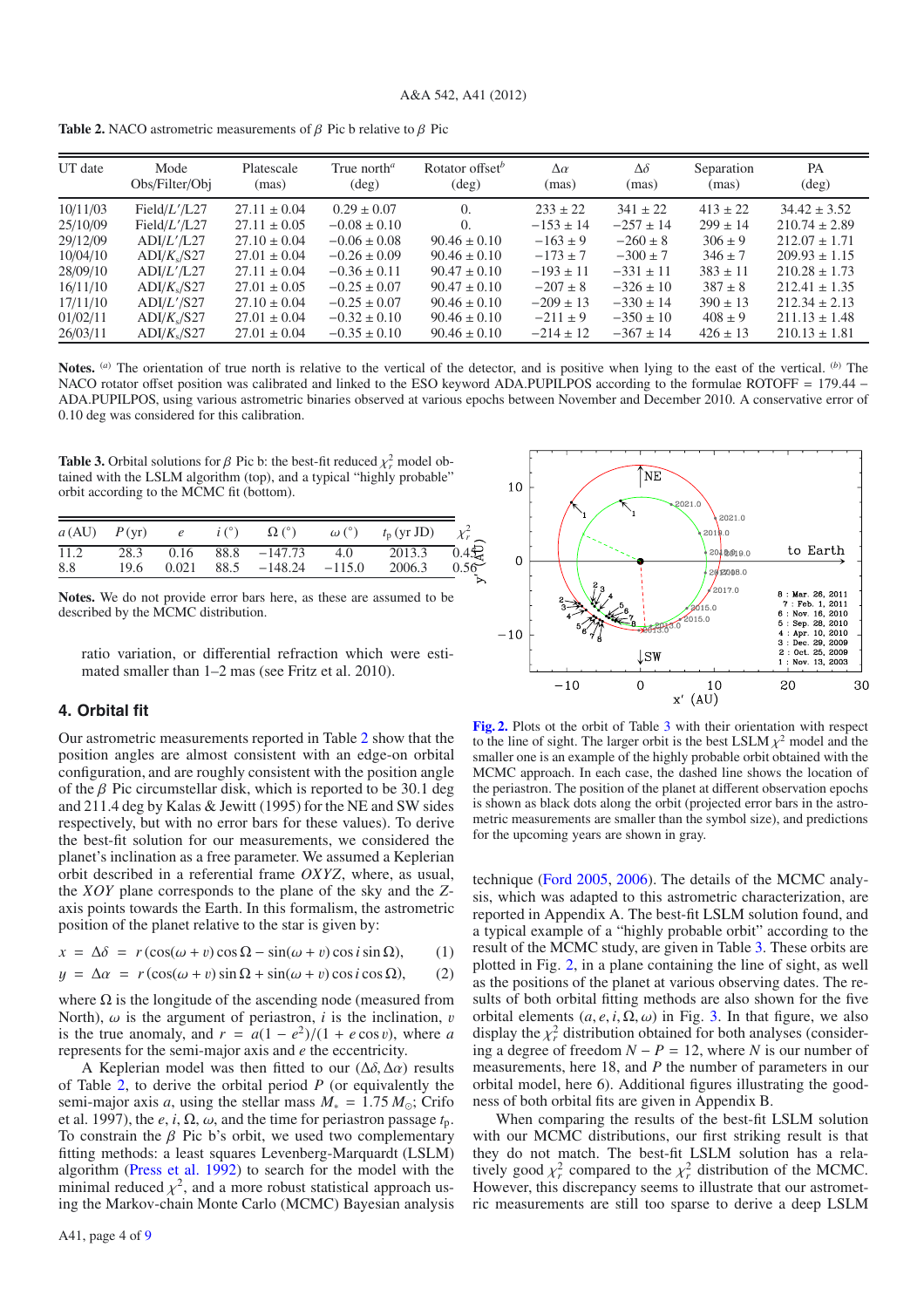**Table 2.** NACO astrometric measurements of $\beta$ Pic b relative to $\beta$ Pic

| UT date | Mode Obs/Filter/Obj | Platescale (mas) | True north[a] (deg) | Rotator offset[b] (deg) | $\Delta\alpha$ (mas) | $\Delta\delta$ (mas) | Separation (mas) | PA (deg) |
|---|---|---|---|---|---|---|---|---|
| 10/11/03 | Field/$L'$/L27 | $27.11 \pm 0.04$ | $0.29 \pm 0.07$ | 0. | $233 \pm 22$ | $341 \pm 22$ | $413 \pm 22$ | $34.42 \pm 3.52$ |
| 25/10/09 | Field/$L'$/L27 | $27.11 \pm 0.05$ | $-0.08 \pm 0.10$ | 0. | $-153 \pm 14$ | $-257 \pm 14$ | $299 \pm 14$ | $210.74 \pm 2.89$ |
| 29/12/09 | ADI/$L'$/L27 | $27.10 \pm 0.04$ | $-0.06 \pm 0.08$ | $90.46 \pm 0.10$ | $-163 \pm 9$ | $-260 \pm 8$ | $306 \pm 9$ | $212.07 \pm 1.71$ |
| 10/04/10 | ADI/$K_s$/S27 | $27.01 \pm 0.04$ | $-0.26 \pm 0.09$ | $90.46 \pm 0.10$ | $-173 \pm 7$ | $-300 \pm 7$ | $346 \pm 7$ | $209.93 \pm 1.15$ |
| 28/09/10 | ADI/$L'$/L27 | $27.11 \pm 0.04$ | $-0.36 \pm 0.11$ | $90.47 \pm 0.10$ | $-193 \pm 11$ | $-331 \pm 11$ | $383 \pm 11$ | $210.28 \pm 1.73$ |
| 16/11/10 | ADI/$K_s$/S27 | $27.01 \pm 0.05$ | $-0.25 \pm 0.07$ | $90.47 \pm 0.10$ | $-207 \pm 8$ | $-326 \pm 10$ | $387 \pm 8$ | $212.41 \pm 1.35$ |
| 17/11/10 | ADI/$L'$/S27 | $27.10 \pm 0.04$ | $-0.25 \pm 0.07$ | $90.46 \pm 0.10$ | $-209 \pm 13$ | $-330 \pm 14$ | $390 \pm 13$ | $212.34 \pm 2.13$ |
| 01/02/11 | ADI/$K_s$/S27 | $27.01 \pm 0.04$ | $-0.32 \pm 0.10$ | $90.46 \pm 0.10$ | $-211 \pm 9$ | $-350 \pm 10$ | $408 \pm 9$ | $211.13 \pm 1.48$ |
| 26/03/11 | ADI/$K_s$/S27 | $27.01 \pm 0.04$ | $-0.35 \pm 0.10$ | $90.46 \pm 0.10$ | $-214 \pm 12$ | $-367 \pm 14$ | $426 \pm 13$ | $210.13 \pm 1.81$ |

**Notes.** [a] The orientation of true north is relative to the vertical of the detector, and is positive when lying to the east of the vertical. [b] The NACO rotator offset position was calibrated and linked to the ESO keyword ADA.PUPILPOS according to the formulae ROTOFF = 179.44 − ADA.PUPILPOS, using various astrometric binaries observed at various epochs between November and December 2010. A conservative error of 0.10 deg was considered for this calibration.

**Table 3.** Orbital solutions for $\beta$ Pic b: the best-fit reduced $\chi^2_r$ model obtained with the LSLM algorithm (top), and a typical "highly probable" orbit according to the MCMC fit (bottom).

| $a$ (AU) | $P$ (yr) | $e$ | $i$ (°) | $\Omega$ (°) | $\omega$ (°) | $t_p$ (yr JD) | $\chi^2_r$ |
|---|---|---|---|---|---|---|---|
| 11.2 | 28.3 | 0.16 | 88.8 | −147.73 | 4.0 | 2013.3 | 0.45 |
| 8.8 | 19.6 | 0.021 | 88.5 | −148.24 | −115.0 | 2006.3 | 0.56 |

**Notes.** We do not provide error bars here, as these are assumed to be described by the MCMC distribution.

ratio variation, or differential refraction which were estimated smaller than 1–2 mas (see Fritz et al. 2010).

## 4. Orbital fit

Our astrometric measurements reported in Table 2 show that the position angles are almost consistent with an edge-on orbital configuration, and are roughly consistent with the position angle of the $\beta$ Pic circumstellar disk, which is reported to be 30.1 deg and 211.4 deg by Kalas & Jewitt (1995) for the NE and SW sides respectively, but with no error bars for these values). To derive the best-fit solution for our measurements, we considered the planet's inclination as a free parameter. We assumed a Keplerian orbit described in a referential frame $OXYZ$, where, as usual, the $XOY$ plane corresponds to the plane of the sky and the $Z$-axis points towards the Earth. In this formalism, the astrometric position of the planet relative to the star is given by:

$$x = \Delta\delta = r(\cos(\omega + v)\cos\Omega - \sin(\omega + v)\cos i \sin\Omega), \quad (1)$$

$$y = \Delta\alpha = r(\cos(\omega + v)\sin\Omega + \sin(\omega + v)\cos i \cos\Omega), \quad (2)$$

where $\Omega$ is the longitude of the ascending node (measured from North), $\omega$ is the argument of periastron, $i$ is the inclination, $v$ is the true anomaly, and $r = a(1 - e^2)/(1 + e\cos v)$, where $a$ represents for the semi-major axis and $e$ the eccentricity.

A Keplerian model was then fitted to our $(\Delta\delta, \Delta\alpha)$ results of Table 2, to derive the orbital period $P$ (or equivalently the semi-major axis $a$, using the stellar mass $M_* = 1.75\,M_\odot$; Crifo et al. 1997), the $e$, $i$, $\Omega$, $\omega$, and the time for periastron passage $t_p$. To constrain the $\beta$ Pic b's orbit, we used two complementary fitting methods: a least squares Levenberg-Marquardt (LSLM) algorithm (Press et al. 1992) to search for the model with the minimal reduced $\chi^2$, and a more robust statistical approach using the Markov-chain Monte Carlo (MCMC) Bayesian analysis technique (Ford 2005, 2006). The details of the MCMC analysis, which was adapted to this astrometric characterization, are reported in Appendix A. The best-fit LSLM solution found, and a typical example of a "highly probable orbit" according to the result of the MCMC study, are given in Table 3. These orbits are plotted in Fig. 2, in a plane containing the line of sight, as well as the positions of the planet at various observing dates. The results of both orbital fitting methods are also shown for the five orbital elements $(a, e, i, \Omega, \omega)$ in Fig. 3. In that figure, we also display the $\chi^2_r$ distribution obtained for both analyses (considering a degree of freedom $N - P = 12$, where $N$ is our number of measurements, here 18, and $P$ the number of parameters in our orbital model, here 6). Additional figures illustrating the goodness of both orbital fits are given in Appendix B.

**Fig. 2.** Plots ot the orbit of Table 3 with their orientation with respect to the line of sight. The larger orbit is the best LSLM $\chi^2$ model and the smaller one is an example of the highly probable orbit" obtained with the MCMC approach. In each case, the dashed line shows the location of the periastron. The position of the planet at different observation epochs is shown as black dots along the orbit (projected error bars in the astrometric measurements are smaller than the symbol size), and predictions for the upcoming years are shown in gray.

When comparing the results of the best-fit LSLM solution with our MCMC distributions, our first striking result is that they do not match. The best-fit LSLM solution has a relatively good $\chi^2_r$ compared to the $\chi^2_r$ distribution of the MCMC. However, this discrepancy seems to illustrate that our astrometric measurements are still too sparse to derive a deep LSLM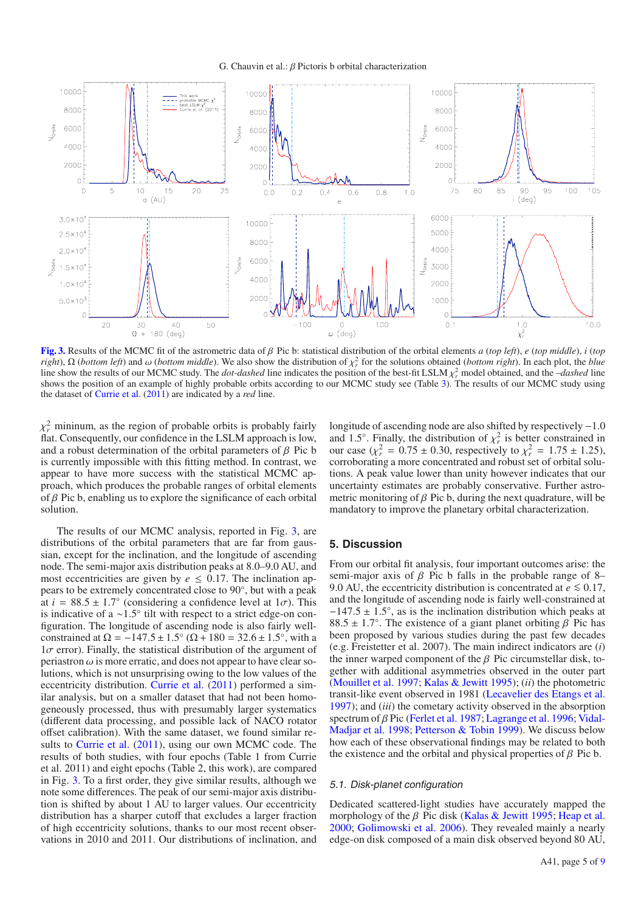**Fig. 3.** Results of the MCMC fit of the astrometric data of $\beta$ Pic b: statistical distribution of the orbital elements $a$ (*top left*), $e$ (*top middle*), $i$ (*top right*), $\Omega$ (*bottom left*) and $\omega$ (*bottom middle*). We also show the distribution of $\chi^2_r$ for the solutions obtained (*bottom right*). In each plot, the *blue* line show the results of our MCMC study. The *dot-dashed* line indicates the position of the best-fit LSLM $\chi^2_r$ model obtained, and the –*dashed* line shows the position of an example of highly probable orbits according to our MCMC study see (Table 3). The results of our MCMC study using the dataset of Currie et al. (2011) are indicated by a *red* line.

$\chi^2_r$ mininum, as the region of probable orbits is probably fairly flat. Consequently, our confidence in the LSLM approach is low, and a robust determination of the orbital parameters of $\beta$ Pic b is currently impossible with this fitting method. In contrast, we appear to have more success with the statistical MCMC approach, which produces the probable ranges of orbital elements of $\beta$ Pic b, enabling us to explore the significance of each orbital solution.

The results of our MCMC analysis, reported in Fig. 3, are distributions of the orbital parameters that are far from gaussian, except for the inclination, and the longitude of ascending node. The semi-major axis distribution peaks at 8.0–9.0 AU, and most eccentricities are given by $e \le 0.17$. The inclination appears to be extremely concentrated close to 90°, but with a peak at $i = 88.5 \pm 1.7°$ (considering a confidence level at $1\sigma$). This is indicative of a ~1.5° tilt with respect to a strict edge-on configuration. The longitude of ascending node is also fairly well-constrained at $\Omega = -147.5 \pm 1.5°$ ($\Omega + 180 = 32.6 \pm 1.5°$, with a $1\sigma$ error). Finally, the statistical distribution of the argument of periastron $\omega$ is more erratic, and does not appear to have clear solutions, which is not unsurprising owing to the low values of the eccentricity distribution. Currie et al. (2011) performed a similar analysis, but on a smaller dataset that had not been homogeneously processed, thus with presumably larger systematics (different data processing, and possible lack of NACO rotator offset calibration). With the same dataset, we found similar results to Currie et al. (2011), using our own MCMC code. The results of both studies, with four epochs (Table 1 from Currie et al. 2011) and eight epochs (Table 2, this work), are compared in Fig. 3. To a first order, they give similar results, although we note some differences. The peak of our semi-major axis distribution is shifted by about 1 AU to larger values. Our eccentricity distribution has a sharper cutoff that excludes a larger fraction of high eccentricity solutions, thanks to our most recent observations in 2010 and 2011. Our distributions of inclination, and longitude of ascending node are also shifted by respectively −1.0 and 1.5°. Finally, the distribution of $\chi^2_r$ is better constrained in our case ($\chi^2_r = 0.75 \pm 0.30$, respectively to $\chi^2_r = 1.75 \pm 1.25$), corroborating a more concentrated and robust set of orbital solutions. A peak value lower than unity however indicates that our uncertainty estimates are probably conservative. Further astrometric monitoring of $\beta$ Pic b, during the next quadrature, will be mandatory to improve the planetary orbital characterization.

## 5. Discussion

From our orbital fit analysis, four important outcomes arise: the semi-major axis of $\beta$ Pic b falls in the probable range of 8–9.0 AU, the eccentricity distribution is concentrated at $e \lesssim 0.17$, and the longitude of ascending node is fairly well-constrained at $-147.5 \pm 1.5°$, as is the inclination distribution which peaks at $88.5 \pm 1.7°$. The existence of a giant planet orbiting $\beta$ Pic has been proposed by various studies during the past few decades (e.g. Freistetter et al. 2007). The main indirect indicators are (*i*) the inner warped component of the $\beta$ Pic circumstellar disk, together with additional asymmetries observed in the outer part (Mouillet et al. 1997; Kalas & Jewitt 1995); (*ii*) the photometric transit-like event observed in 1981 (Lecavelier des Etangs et al. 1997); and (*iii*) the cometary activity observed in the absorption spectrum of $\beta$ Pic (Ferlet et al. 1987; Lagrange et al. 1996; Vidal-Madjar et al. 1998; Petterson & Tobin 1999). We discuss below how each of these observational findings may be related to both the existence and the orbital and physical properties of $\beta$ Pic b.

### 5.1. Disk-planet configuration

Dedicated scattered-light studies have accurately mapped the morphology of the $\beta$ Pic disk (Kalas & Jewitt 1995; Heap et al. 2000; Golimowski et al. 2006). They revealed mainly a nearly edge-on disk composed of a main disk observed beyond 80 AU,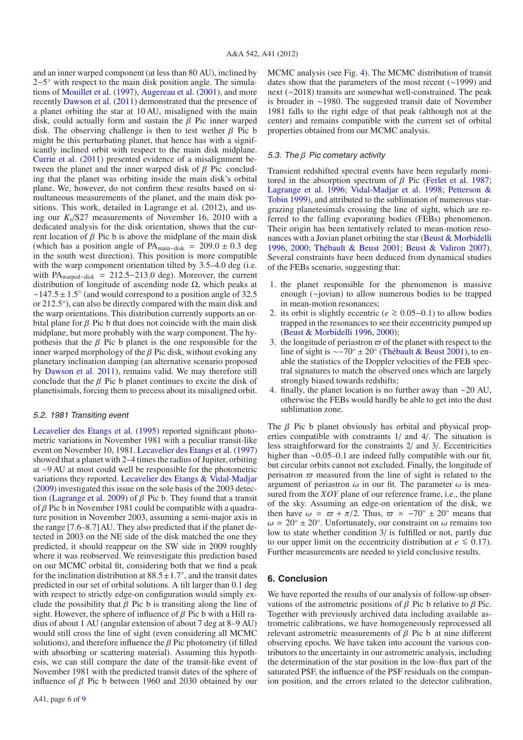and an inner warped component (at less than 80 AU), inclined by 2–5° with respect to the main disk position angle. The simulations of Mouillet et al. (1997), Augereau et al. (2001), and more recently Dawson et al. (2011) demonstrated that the presence of a planet orbiting the star at 10 AU, misaligned with the main disk, could actually form and sustain the $\beta$ Pic inner warped disk. The observing challenge is then to test wether $\beta$ Pic b might be this perturbating planet, that hence has with a significantly inclined orbit with respect to the main disk midplane. Currie et al. (2011) presented evidence of a misalignment between the planet and the inner warped disk of $\beta$ Pic concluding that the planet was orbiting inside the main disk's orbital plane. We, however, do not confirm these results based on simultaneous measurements of the planet, and the main disk positions. This work, detailed in Lagrange et al. (2012), and using our $K_s$/S27 measurements of November 16, 2010 with a dedicated analysis for the disk orientation, shows that the current location of $\beta$ Pic b is above the midplane of the main disk (which has a position angle of $\mathrm{PA_{main-disk}} = 209.0 \pm 0.3$ deg in the south west direction). This position is more compatible with the warp component orientation tilted by 3.5–4.0 deg (i.e. with $\mathrm{PA_{warped-disk}} = 212.5{-}213.0$ deg). Moreover, the current distribution of longitude of ascending node $\Omega$, which peaks at $-147.5 \pm 1.5°$ (and would correspond to a position angle of 32.5 or 212.5°), can also be directly compared with the main disk and the warp orientations. This distribution currently supports an orbital plane for $\beta$ Pic b that does not coincide with the main disk midplane, but more probably with the warp component. The hypothesis that the $\beta$ Pic b planet is the one responsible for the inner warped morphology of the $\beta$ Pic disk, without evoking any planetary inclination damping (an alternative scenario proposed by Dawson et al. 2011), remains valid. We may therefore still conclude that the $\beta$ Pic b planet continues to excite the disk of planetisimals, forcing them to precess about its misaligned orbit.

### 5.2. 1981 Transiting event

Lecavelier des Etangs et al. (1995) reported significant photometric variations in November 1981 with a peculiar transit-like event on November 10, 1981. Lecavelier des Etangs et al. (1997) showed that a planet with 2–4 times the radius of Jupiter, orbiting at ~9 AU at most could well be responsible for the photometric variations they reported. Lecavelier des Etangs & Vidal-Madjar (2009) investigated this issue on the sole basis of the 2003 detection (Lagrange et al. 2009) of $\beta$ Pic b. They found that a transit of $\beta$ Pic b in November 1981 could be compatible with a quadrature position in November 2003, assuming a semi-major axis in the range [7.6–8.7] AU. They also predicted that if the planet detected in 2003 on the NE side of the disk matched the one they predicted, it should reappear on the SW side in 2009 roughly where it was reobserved. We reinvestigate this prediction based on our MCMC orbital fit, considering both that we find a peak for the inclination distribution at $88.5 \pm 1.7°$, and the transit dates predicted in our set of orbital solutions. A tilt larger than 0.1 deg with respect to strictly edge-on configuration would simply exclude the possibility that $\beta$ Pic b is transiting along the line of sight. However, the sphere of influence of $\beta$ Pic b with a Hill radius of about 1 AU (angular extension of about 7 deg at 8–9 AU) would still cross the line of sight (even considering all MCMC solutions), and therefore influence the $\beta$ Pic photometry (if filled with absorbing or scattering material). Assuming this hypothesis, we can still compare the date of the transit-like event of November 1981 with the predicted transit dates of the sphere of influence of $\beta$ Pic b between 1960 and 2030 obtained by our MCMC analysis (see Fig. 4). The MCMC distribution of transit dates show that the parameters of the most recent (~1999) and next (~2018) transits are somewhat well-constrained. The peak is broader in ~1980. The suggested transit date of November 1981 falls to the right edge of that peak (although not at the center) and remains compatible with the current set of orbital properties obtained from our MCMC analysis.

### 5.3. The $\beta$ Pic cometary activity

Transient redshifted spectral events have been regularly monitored in the absorption spectrum of $\beta$ Pic (Ferlet et al. 1987; Lagrange et al. 1996; Vidal-Madjar et al. 1998; Petterson & Tobin 1999), and attributed to the sublimation of numerous stargrazing planetesimals crossing the line of sight, which are referred to the falling evaporating bodies (FEBs) phenomenon. Their origin has been tentatively related to mean-motion resonances with a Jovian planet orbiting the star (Beust & Morbidelli 1996, 2000; Thébault & Beust 2001; Beust & Valiron 2007). Several constraints have been deduced from dynamical studies of the FEBs scenario, suggesting that:

1. the planet responsible for the phenomenon is massive enough (~jovian) to allow numerous bodies to be trapped in mean-motion resonances;
2. its orbit is slightly eccentric ($e \gtrsim 0.05{-}0.1$) to allow bodies trapped in the resonances to see their eccentricity pumped up (Beust & Morbidelli 1996, 2000);
3. the longitude of periastron $\varpi$ of the planet with respect to the line of sight is $\sim -70° \pm 20°$ (Thébault & Beust 2001), to enable the statistics of the Doppler velocities of the FEB spectral signatures to match the observed ones which are largely strongly biased towards redshifts;
4. finally, the planet location is no further away than ~20 AU, otherwise the FEBs would hardly be able to get into the dust sublimation zone.

The $\beta$ Pic b planet obviously has orbital and physical properties compatible with constraints 1/ and 4/. The situation is less straightforward for the constraints 2/ and 3/. Eccentricities higher than ~0.05–0.1 are indeed fully compatible with our fit, but circular orbits cannot not excluded. Finally, the longitude of perisatron $\varpi$ measured from the line of sight is related to the argument of periastron $\omega$ in our fit. The parameter $\omega$ is measured from the *XOY* plane of our reference frame, i.e., the plane of the sky. Assuming an edge-on orientation of the disk, we then have $\omega = \varpi + \pi/2$. Thus, $\varpi \simeq -70° \pm 20°$ means that $\omega \simeq 20° \pm 20°$. Unfortunately, our constraint on $\omega$ remains too low to state whether condition 3/ is fulfilled or not, partly due to our upper limit on the eccentricity distribution at $e \lesssim 0.17$). Further measurements are needed to yield conclusive results.

## 6. Conclusion

We have reported the results of our analysis of follow-up observations of the astrometric positions of $\beta$ Pic b relative to $\beta$ Pic. Together with previously archived data including available astrometric calibrations, we have homogeneously reprocessed all relevant astrometric measurements of $\beta$ Pic b at nine different observing epochs. We have taken into account the various contributors to the uncertainty in our astrometric analysis, including the determination of the star position in the low-flux part of the saturated PSF, the influence of the PSF residuals on the companion position, and the errors related to the detector calibration,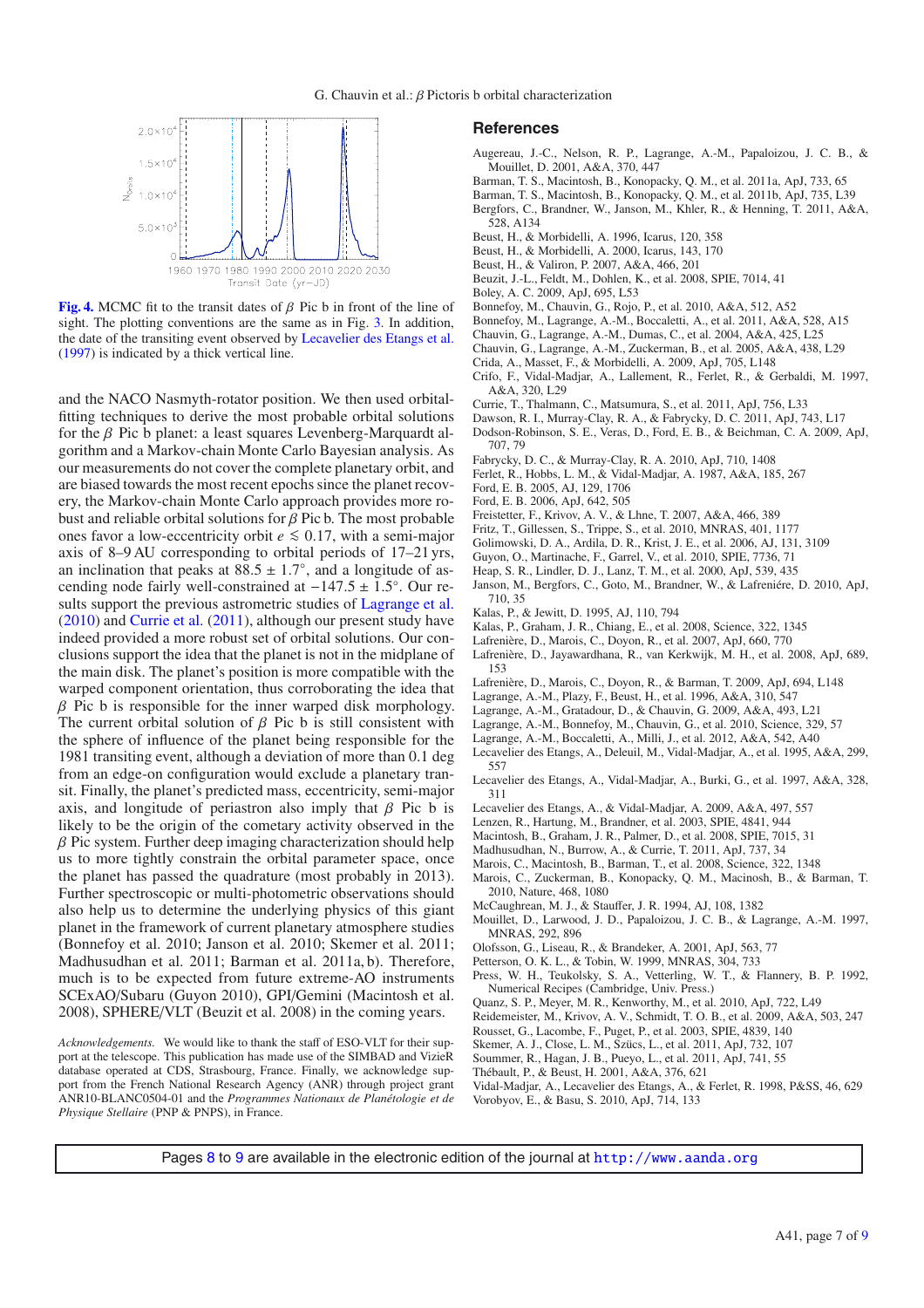Fig. 4. MCMC fit to the transit dates of $\beta$ Pic b in front of the line of sight. The plotting conventions are the same as in Fig. 3. In addition, the date of the transiting event observed by Lecavelier des Etangs et al. (1997) is indicated by a thick vertical line.

and the NACO Nasmyth-rotator position. We then used orbital-fitting techniques to derive the most probable orbital solutions for the $\beta$ Pic b planet: a least squares Levenberg-Marquardt algorithm and a Markov-chain Monte Carlo Bayesian analysis. As our measurements do not cover the complete planetary orbit, and are biased towards the most recent epochs since the planet recovery, the Markov-chain Monte Carlo approach provides more robust and reliable orbital solutions for $\beta$ Pic b. The most probable ones favor a low-eccentricity orbit $e \lesssim 0.17$, with a semi-major axis of 8–9 AU corresponding to orbital periods of 17–21 yrs, an inclination that peaks at $88.5 \pm 1.7^{\circ}$, and a longitude of ascending node fairly well-constrained at $-147.5 \pm 1.5^{\circ}$. Our results support the previous astrometric studies of Lagrange et al. (2010) and Currie et al. (2011), although our present study have indeed provided a more robust set of orbital solutions. Our conclusions support the idea that the planet is not in the midplane of the main disk. The planet's position is more compatible with the warped component orientation, thus corroborating the idea that $\beta$ Pic b is responsible for the inner warped disk morphology. The current orbital solution of $\beta$ Pic b is still consistent with the sphere of influence of the planet being responsible for the 1981 transiting event, although a deviation of more than 0.1 deg from an edge-on configuration would exclude a planetary transit. Finally, the planet's predicted mass, eccentricity, semi-major axis, and longitude of periastron also imply that $\beta$ Pic b is likely to be the origin of the cometary activity observed in the $\beta$ Pic system. Further deep imaging characterization should help us to more tightly constrain the orbital parameter space, once the planet has passed the quadrature (most probably in 2013). Further spectroscopic or multi-photometric observations should also help us to determine the underlying physics of this giant planet in the framework of current planetary atmosphere studies (Bonnefoy et al. 2010; Janson et al. 2010; Skemer et al. 2011; Madhusudhan et al. 2011; Barman et al. 2011a,b). Therefore, much is to be expected from future extreme-AO instruments SCExAO/Subaru (Guyon 2010), GPI/Gemini (Macintosh et al. 2008), SPHERE/VLT (Beuzit et al. 2008) in the coming years.

*Acknowledgements.* We would like to thank the staff of ESO-VLT for their support at the telescope. This publication has made use of the SIMBAD and VizieR database operated at CDS, Strasbourg, France. Finally, we acknowledge support from the French National Research Agency (ANR) through project grant ANR10-BLANC0504-01 and the *Programmes Nationaux de Planétologie et de Physique Stellaire* (PNP & PNPS), in France.

## References

Augereau, J.-C., Nelson, R. P., Lagrange, A.-M., Papaloizou, J. C. B., & Mouillet, D. 2001, A&A, 370, 447
Barman, T. S., Macintosh, B., Konopacky, Q. M., et al. 2011a, ApJ, 733, 65
Barman, T. S., Macintosh, B., Konopacky, Q. M., et al. 2011b, ApJ, 735, L39
Bergfors, C., Brandner, W., Janson, M., Khler, R., & Henning, T. 2011, A&A, 528, A134
Beust, H., & Morbidelli, A. 1996, Icarus, 120, 358
Beust, H., & Morbidelli, A. 2000, Icarus, 143, 170
Beust, H., & Valiron, P. 2007, A&A, 466, 201
Beuzit, J.-L., Feldt, M., Dohlen, K., et al. 2008, SPIE, 7014, 41
Boley, A. C. 2009, ApJ, 695, L53
Bonnefoy, M., Chauvin, G., Rojo, P., et al. 2010, A&A, 512, A52
Bonnefoy, M., Lagrange, A.-M., Boccaletti, A., et al. 2011, A&A, 528, A15
Chauvin, G., Lagrange, A.-M., Dumas, C., et al. 2004, A&A, 425, L25
Chauvin, G., Lagrange, A.-M., Zuckerman, B., et al. 2005, A&A, 438, L29
Crida, A., Masset, F., & Morbidelli, A. 2009, ApJ, 705, L148
Crifo, F., Vidal-Madjar, A., Lallement, R., Ferlet, R., & Gerbaldi, M. 1997, A&A, 320, L29
Currie, T., Thalmann, C., Matsumura, S., et al. 2011, ApJ, 756, L33
Dawson, R. I., Murray-Clay, R. A., & Fabrycky, D. C. 2011, ApJ, 743, L17
Dodson-Robinson, S. E., Veras, D., Ford, E. B., & Beichman, C. A. 2009, ApJ, 707, 79
Fabrycky, D. C., & Murray-Clay, R. A. 2010, ApJ, 710, 1408
Ferlet, R., Hobbs, L. M., & Vidal-Madjar, A. 1987, A&A, 185, 267
Ford, E. B. 2005, AJ, 129, 1706
Ford, E. B. 2006, ApJ, 642, 505
Freistetter, F., Krivov, A. V., & Lhne, T. 2007, A&A, 466, 389
Fritz, T., Gillessen, S., Trippe, S., et al. 2010, MNRAS, 401, 1177
Golimowski, D. A., Ardila, D. R., Krist, J. E., et al. 2006, AJ, 131, 3109
Guyon, O., Martinache, F., Garrel, V., et al. 2010, SPIE, 7736, 71
Heap, S. R., Lindler, D. J., Lanz, T. M., et al. 2000, ApJ, 539, 435
Janson, M., Bergfors, C., Goto, M., Brandner, W., & Lafreniére, D. 2010, ApJ, 710, 35
Kalas, P., & Jewitt, D. 1995, AJ, 110, 794
Kalas, P., Graham, J. R., Chiang, E., et al. 2008, Science, 322, 1345
Lafrenière, D., Marois, C., Doyon, R., et al. 2007, ApJ, 660, 770
Lafrenière, D., Jayawardhana, R., van Kerkwijk, M. H., et al. 2008, ApJ, 689, 153
Lafrenière, D., Marois, C., Doyon, R., & Barman, T. 2009, ApJ, 694, L148
Lagrange, A.-M., Plazy, F., Beust, H., et al. 1996, A&A, 310, 547
Lagrange, A.-M., Gratadour, D., & Chauvin, G. 2009, A&A, 493, L21
Lagrange, A.-M., Bonnefoy, M., Chauvin, G., et al. 2010, Science, 329, 57
Lagrange, A.-M., Milli, J., et al. 2012, A&A, 542, A40
Lecavelier des Etangs, A., Deleuil, M., Vidal-Madjar, A., et al. 1995, A&A, 299, 557
Lecavelier des Etangs, A., Vidal-Madjar, A., Burki, G., et al. 1997, A&A, 328, 311
Lecavelier des Etangs, A., & Vidal-Madjar, A. 2009, A&A, 497, 557
Lenzen, R., Hartung, M., Brandner, et al. 2003, SPIE, 4841, 944
Macintosh, B., Graham, J. R., Palmer, D., et al. 2008, SPIE, 7015, 31
Madhusudhan, N., Burrow, A., & Currie, T. 2011, ApJ, 737, 34
Marois, C., Macintosh, B., Barman, T., et al. 2008, Science, 322, 1348
Marois, C., Zuckerman, B., Konopacky, Q. M., Macinosh, B., & Barman, T. 2010, Nature, 468, 1080
McCaughrean, M. J., & Stauffer, J. R. 1994, AJ, 108, 1382
Mouillet, D., Larwood, J. D., Papaloizou, J. C. B., & Lagrange, A.-M. 1997, MNRAS, 292, 896
Olofsson, G., Liseau, R., & Brandeker, A. 2001, ApJ, 563, 77
Petterson, O. K. L., & Tobin, W. 1999, MNRAS, 304, 733
Press, W. H., Teukolsky, S. A., Vetterling, W. T., & Flannery, B. P. 1992, Numerical Recipes (Cambridge, Univ. Press.)
Quanz, S. P., Meyer, M. R., Kenworthy, M., et al. 2010, ApJ, 722, L49
Reidemeister, M., Krivov, A. V., Schmidt, T. O. B., et al. 2009, A&A, 503, 247
Rousset, G., Lacombe, F., Puget, P., et al. 2003, SPIE, 4839, 140
Skemer, A. J., Close, L. M., Szücs, L., et al. 2011, ApJ, 732, 107
Soummer, R., Hagan, J. B., Pueyo, L., et al. 2011, ApJ, 741, 55
Thébault, P., & Beust, H. 2001, A&A, 376, 621
Vidal-Madjar, A., Lecavelier des Etangs, A., & Ferlet, R. 1998, P&SS, 46, 629
Vorobyov, E., & Basu, S. 2010, ApJ, 714, 133

Pages 8 to 9 are available in the electronic edition of the journal at http://www.aanda.org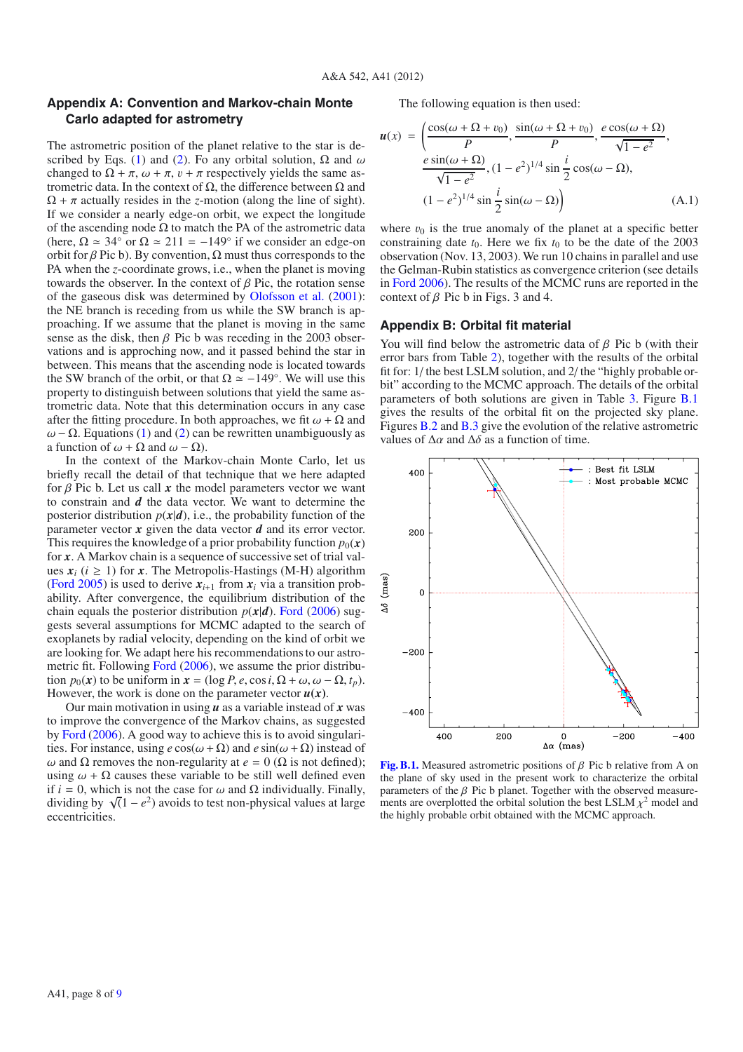## Appendix A: Convention and Markov-chain Monte Carlo adapted for astrometry

The astrometric position of the planet relative to the star is described by Eqs. (1) and (2). Fo any orbital solution, $\Omega$ and $\omega$ changed to $\Omega+\pi$, $\omega+\pi$, $v+\pi$ respectively yields the same astrometric data. In the context of $\Omega$, the difference between $\Omega$ and $\Omega+\pi$ actually resides in the $z$-motion (along the line of sight). If we consider a nearly edge-on orbit, we expect the longitude of the ascending node $\Omega$ to match the PA of the astrometric data (here, $\Omega \simeq 34°$ or $\Omega \simeq 211 = -149°$ if we consider an edge-on orbit for $\beta$ Pic b). By convention, $\Omega$ must thus corresponds to the PA when the $z$-coordinate grows, i.e., when the planet is moving towards the observer. In the context of $\beta$ Pic, the rotation sense of the gaseous disk was determined by Olofsson et al. (2001): the NE branch is receding from us while the SW branch is approaching. If we assume that the planet is moving in the same sense as the disk, then $\beta$ Pic b was receding in the 2003 observations and is approching now, and it passed behind the star in between. This means that the ascending node is located towards the SW branch of the orbit, or that $\Omega \simeq -149°$. We will use this property to distinguish between solutions that yield the same astrometric data. Note that this determination occurs in any case after the fitting procedure. In both approaches, we fit $\omega+\Omega$ and $\omega-\Omega$. Equations (1) and (2) can be rewritten unambiguously as a function of $\omega+\Omega$ and $\omega-\Omega$).

In the context of the Markov-chain Monte Carlo, let us briefly recall the detail of that technique that we here adapted for $\beta$ Pic b. Let us call $\boldsymbol{x}$ the model parameters vector we want to constrain and $\boldsymbol{d}$ the data vector. We want to determine the posterior distribution $p(\boldsymbol{x}|\boldsymbol{d})$, i.e., the probability function of the parameter vector $\boldsymbol{x}$ given the data vector $\boldsymbol{d}$ and its error vector. This requires the knowledge of a prior probability function $p_0(\boldsymbol{x})$ for $\boldsymbol{x}$. A Markov chain is a sequence of successive set of trial values $\boldsymbol{x}_i$ ($i \geq 1$) for $\boldsymbol{x}$. The Metropolis-Hastings (M-H) algorithm (Ford 2005) is used to derive $\boldsymbol{x}_{i+1}$ from $\boldsymbol{x}_i$ via a transition probability. After convergence, the equilibrium distribution of the chain equals the posterior distribution $p(\boldsymbol{x}|\boldsymbol{d})$. Ford (2006) suggests several assumptions for MCMC adapted to the search of exoplanets by radial velocity, depending on the kind of orbit we are looking for. We adapt here his recommendations to our astrometric fit. Following Ford (2006), we assume the prior distribution $p_0(\boldsymbol{x})$ to be uniform in $\boldsymbol{x} = (\log P, e, \cos i, \Omega+\omega, \omega-\Omega, t_p)$. However, the work is done on the parameter vector $\boldsymbol{u}(\boldsymbol{x})$.

Our main motivation in using $\boldsymbol{u}$ as a variable instead of $\boldsymbol{x}$ was to improve the convergence of the Markov chains, as suggested by Ford (2006). A good way to achieve this is to avoid singularities. For instance, using $e\cos(\omega+\Omega)$ and $e\sin(\omega+\Omega)$ instead of $\omega$ and $\Omega$ removes the non-regularity at $e=0$ ($\Omega$ is not defined); using $\omega+\Omega$ causes these variable to be still well defined even if $i=0$, which is not the case for $\omega$ and $\Omega$ individually. Finally, dividing by $\sqrt{(1-e^2)}$ avoids to test non-physical values at large eccentricities.

The following equation is then used:

$$\boldsymbol{u}(x) = \left(\frac{\cos(\omega+\Omega+v_0)}{P}, \frac{\sin(\omega+\Omega+v_0)}{P}, \frac{e\cos(\omega+\Omega)}{\sqrt{1-e^2}}, \frac{e\sin(\omega+\Omega)}{\sqrt{1-e^2}}, (1-e^2)^{1/4}\sin\frac{i}{2}\cos(\omega-\Omega), (1-e^2)^{1/4}\sin\frac{i}{2}\sin(\omega-\Omega)\right) \quad \text{(A.1)}$$

where $v_0$ is the true anomaly of the planet at a specific better constraining date $t_0$. Here we fix $t_0$ to be the date of the 2003 observation (Nov. 13, 2003). We run 10 chains in parallel and use the Gelman-Rubin statistics as convergence criterion (see details in Ford 2006). The results of the MCMC runs are reported in the context of $\beta$ Pic b in Figs. 3 and 4.

## Appendix B: Orbital fit material

You will find below the astrometric data of $\beta$ Pic b (with their error bars from Table 2), together with the results of the orbital fit for: 1/ the best LSLM solution, and 2/ the "highly probable orbit" according to the MCMC approach. The details of the orbital parameters of both solutions are given in Table 3. Figure B.1 gives the results of the orbital fit on the projected sky plane. Figures B.2 and B.3 give the evolution of the relative astrometric values of $\Delta\alpha$ and $\Delta\delta$ as a function of time.

**Fig. B.1.** Measured astrometric positions of $\beta$ Pic b relative from A on the plane of sky used in the present work to characterize the orbital parameters of the $\beta$ Pic b planet. Together with the observed measurements are overplotted the orbital solution the best LSLM $\chi^2$ model and the highly probable orbit obtained with the MCMC approach.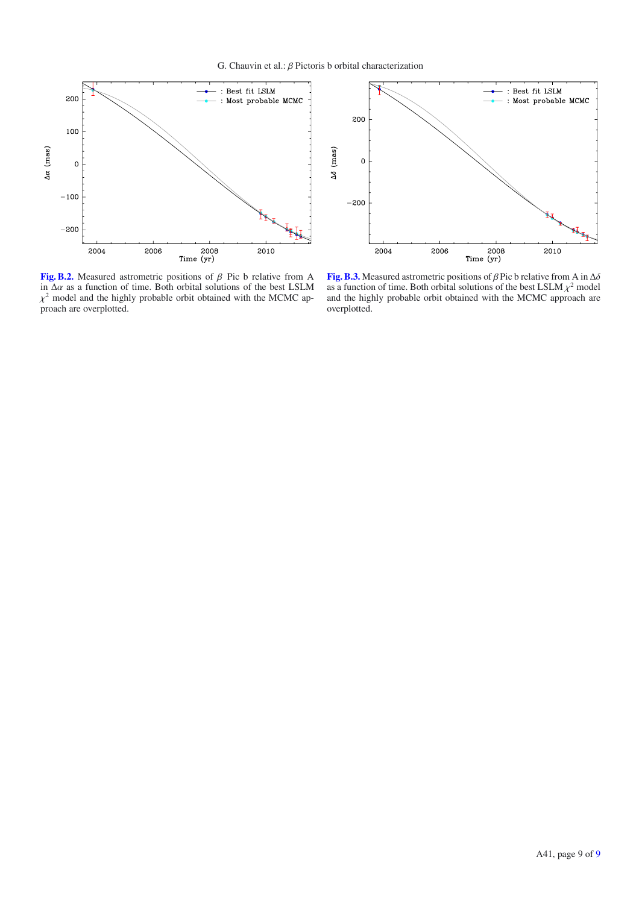Best fit LSLM
Most probable MCMC
Δα (mas)
200
100
0
−100
−200
2004
2006
2008
2010
Time (yr)

**Fig. B.2.** Measured astrometric positions of $\beta$ Pic b relative from A in $\Delta\alpha$ as a function of time. Both orbital solutions of the best LSLM $\chi^2$ model and the highly probable orbit obtained with the MCMC approach are overplotted.

Best fit LSLM
Most probable MCMC
Δδ (mas)
200
0
−200
2004
2006
2008
2010
Time (yr)

**Fig. B.3.** Measured astrometric positions of $\beta$ Pic b relative from A in $\Delta\delta$ as a function of time. Both orbital solutions of the best LSLM $\chi^2$ model and the highly probable orbit obtained with the MCMC approach are overplotted.